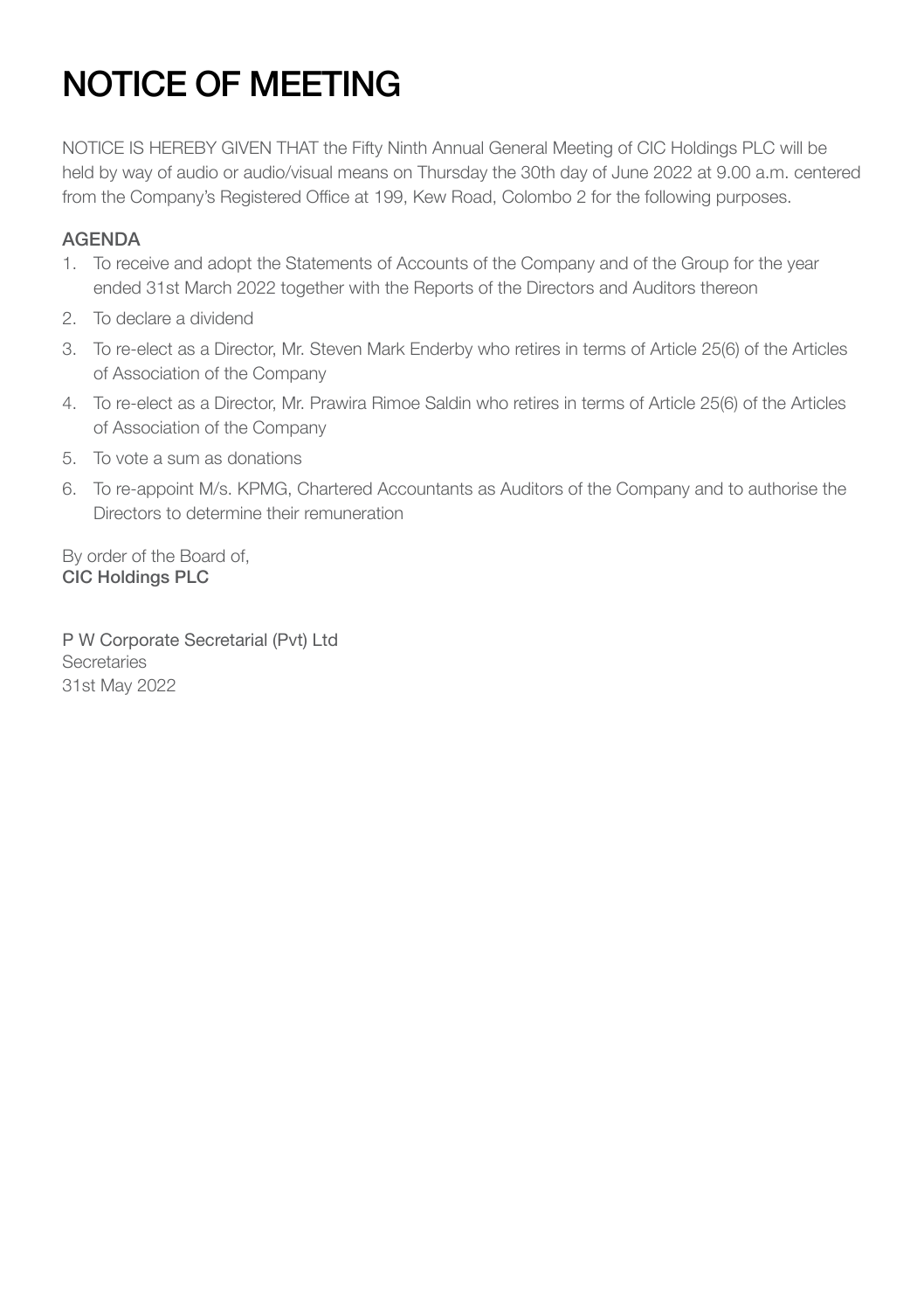# NOTICE OF MEETING

NOTICE IS HEREBY GIVEN THAT the Fifty Ninth Annual General Meeting of CIC Holdings PLC will be held by way of audio or audio/visual means on Thursday the 30th day of June 2022 at 9.00 a.m. centered from the Company's Registered Office at 199, Kew Road, Colombo 2 for the following purposes.

## AGENDA

1. To receive and adopt the Statements of Accounts of the Company and of the Group for the year ended 31st March 2022 together with the Reports of the Directors and Auditors thereon
2. To declare a dividend
3. To re-elect as a Director, Mr. Steven Mark Enderby who retires in terms of Article 25(6) of the Articles of Association of the Company
4. To re-elect as a Director, Mr. Prawira Rimoe Saldin who retires in terms of Article 25(6) of the Articles of Association of the Company
5. To vote a sum as donations
6. To re-appoint M/s. KPMG, Chartered Accountants as Auditors of the Company and to authorise the Directors to determine their remuneration

By order of the Board of,
**CIC Holdings PLC**

P W Corporate Secretarial (Pvt) Ltd
Secretaries
31st May 2022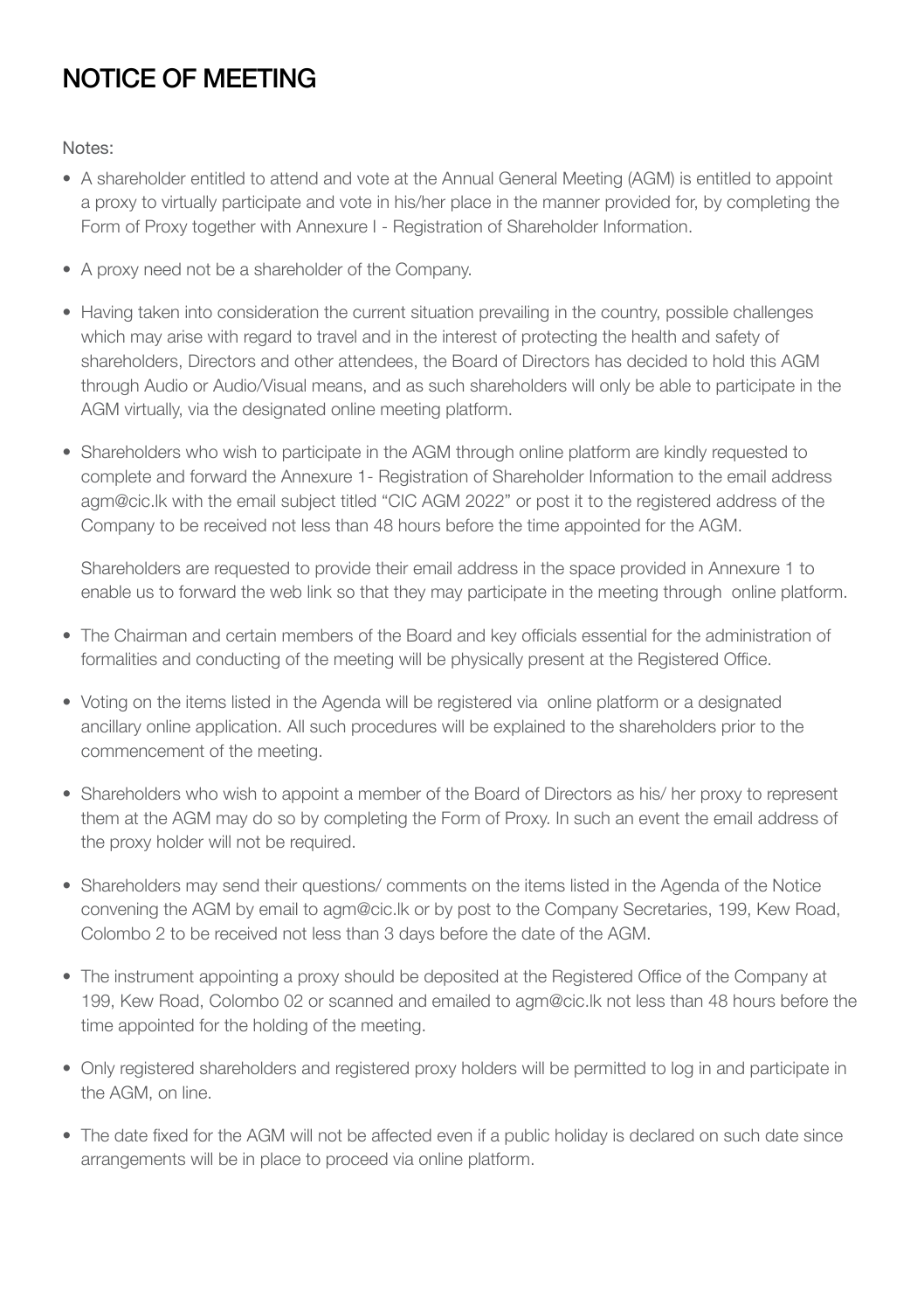# NOTICE OF MEETING

Notes:

- A shareholder entitled to attend and vote at the Annual General Meeting (AGM) is entitled to appoint a proxy to virtually participate and vote in his/her place in the manner provided for, by completing the Form of Proxy together with Annexure I - Registration of Shareholder Information.

- A proxy need not be a shareholder of the Company.

- Having taken into consideration the current situation prevailing in the country, possible challenges which may arise with regard to travel and in the interest of protecting the health and safety of shareholders, Directors and other attendees, the Board of Directors has decided to hold this AGM through Audio or Audio/Visual means, and as such shareholders will only be able to participate in the AGM virtually, via the designated online meeting platform.

- Shareholders who wish to participate in the AGM through online platform are kindly requested to complete and forward the Annexure 1- Registration of Shareholder Information to the email address agm@cic.lk with the email subject titled "CIC AGM 2022" or post it to the registered address of the Company to be received not less than 48 hours before the time appointed for the AGM.

  Shareholders are requested to provide their email address in the space provided in Annexure 1 to enable us to forward the web link so that they may participate in the meeting through online platform.

- The Chairman and certain members of the Board and key officials essential for the administration of formalities and conducting of the meeting will be physically present at the Registered Office.

- Voting on the items listed in the Agenda will be registered via online platform or a designated ancillary online application. All such procedures will be explained to the shareholders prior to the commencement of the meeting.

- Shareholders who wish to appoint a member of the Board of Directors as his/ her proxy to represent them at the AGM may do so by completing the Form of Proxy. In such an event the email address of the proxy holder will not be required.

- Shareholders may send their questions/ comments on the items listed in the Agenda of the Notice convening the AGM by email to agm@cic.lk or by post to the Company Secretaries, 199, Kew Road, Colombo 2 to be received not less than 3 days before the date of the AGM.

- The instrument appointing a proxy should be deposited at the Registered Office of the Company at 199, Kew Road, Colombo 02 or scanned and emailed to agm@cic.lk not less than 48 hours before the time appointed for the holding of the meeting.

- Only registered shareholders and registered proxy holders will be permitted to log in and participate in the AGM, on line.

- The date fixed for the AGM will not be affected even if a public holiday is declared on such date since arrangements will be in place to proceed via online platform.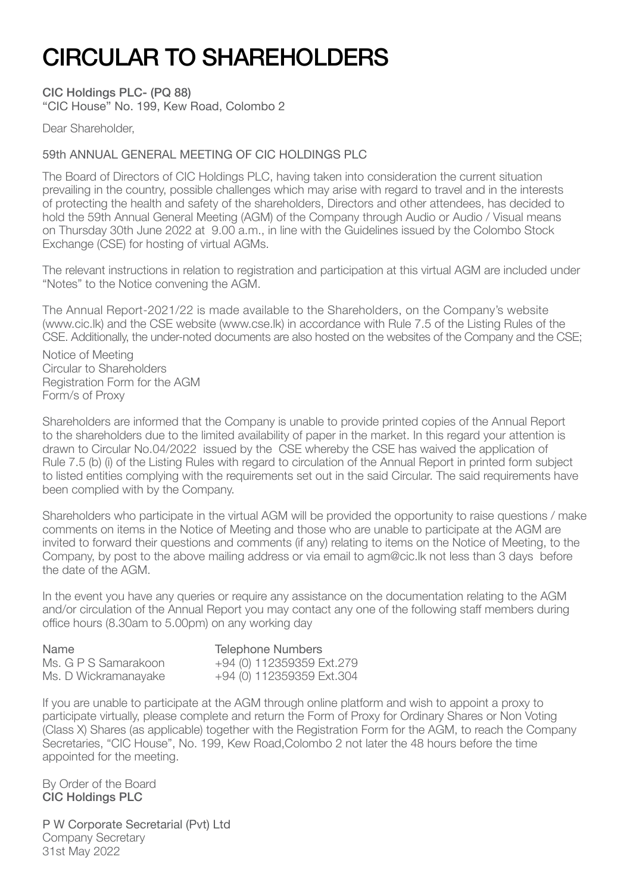# CIRCULAR TO SHAREHOLDERS

**CIC Holdings PLC- (PQ 88)**
"CIC House" No. 199, Kew Road, Colombo 2

Dear Shareholder,

59th ANNUAL GENERAL MEETING OF CIC HOLDINGS PLC

The Board of Directors of CIC Holdings PLC, having taken into consideration the current situation prevailing in the country, possible challenges which may arise with regard to travel and in the interests of protecting the health and safety of the shareholders, Directors and other attendees, has decided to hold the 59th Annual General Meeting (AGM) of the Company through Audio or Audio / Visual means on Thursday 30th June 2022 at 9.00 a.m., in line with the Guidelines issued by the Colombo Stock Exchange (CSE) for hosting of virtual AGMs.

The relevant instructions in relation to registration and participation at this virtual AGM are included under "Notes" to the Notice convening the AGM.

The Annual Report-2021/22 is made available to the Shareholders, on the Company's website (www.cic.lk) and the CSE website (www.cse.lk) in accordance with Rule 7.5 of the Listing Rules of the CSE. Additionally, the under-noted documents are also hosted on the websites of the Company and the CSE;

Notice of Meeting
Circular to Shareholders
Registration Form for the AGM
Form/s of Proxy

Shareholders are informed that the Company is unable to provide printed copies of the Annual Report to the shareholders due to the limited availability of paper in the market. In this regard your attention is drawn to Circular No.04/2022 issued by the CSE whereby the CSE has waived the application of Rule 7.5 (b) (i) of the Listing Rules with regard to circulation of the Annual Report in printed form subject to listed entities complying with the requirements set out in the said Circular. The said requirements have been complied with by the Company.

Shareholders who participate in the virtual AGM will be provided the opportunity to raise questions / make comments on items in the Notice of Meeting and those who are unable to participate at the AGM are invited to forward their questions and comments (if any) relating to items on the Notice of Meeting, to the Company, by post to the above mailing address or via email to agm@cic.lk not less than 3 days before the date of the AGM.

In the event you have any queries or require any assistance on the documentation relating to the AGM and/or circulation of the Annual Report you may contact any one of the following staff members during office hours (8.30am to 5.00pm) on any working day

| Name | Telephone Numbers |
|---|---|
| Ms. G P S Samarakoon | +94 (0) 112359359 Ext.279 |
| Ms. D Wickramanayake | +94 (0) 112359359 Ext.304 |

If you are unable to participate at the AGM through online platform and wish to appoint a proxy to participate virtually, please complete and return the Form of Proxy for Ordinary Shares or Non Voting (Class X) Shares (as applicable) together with the Registration Form for the AGM, to reach the Company Secretaries, "CIC House", No. 199, Kew Road,Colombo 2 not later the 48 hours before the time appointed for the meeting.

By Order of the Board
**CIC Holdings PLC**

P W Corporate Secretarial (Pvt) Ltd
Company Secretary
31st May 2022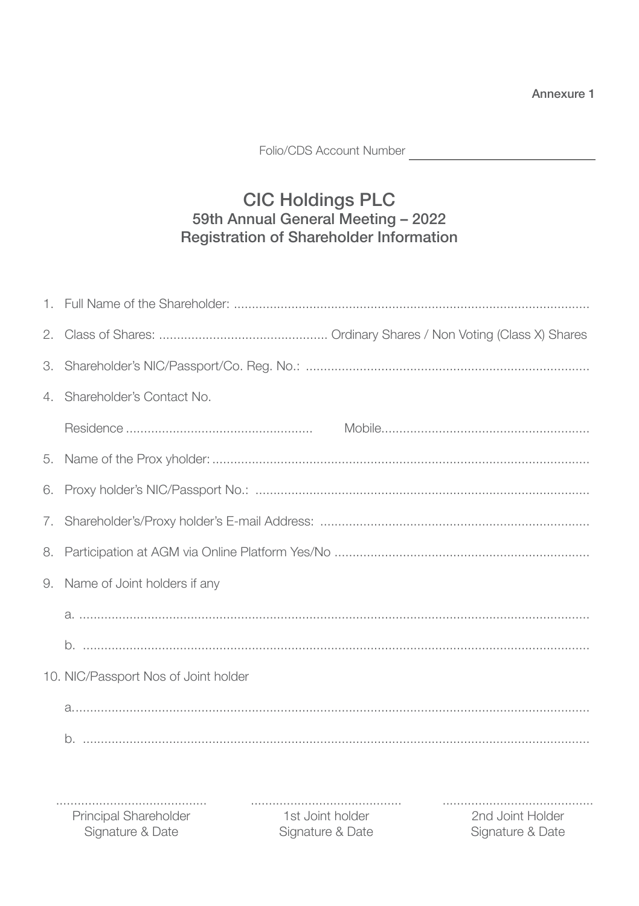Annexure 1

Folio/CDS Account Number ______________________

# CIC Holdings PLC

## 59th Annual General Meeting – 2022
## Registration of Shareholder Information

1. Full Name of the Shareholder: ..................................................................................................
2. Class of Shares: .............................................. Ordinary Shares / Non Voting (Class X) Shares
3. Shareholder's NIC/Passport/Co. Reg. No.: .............................................................................
4. Shareholder's Contact No.

   Residence ................................................... Mobile.........................................................
5. Name of the Prox yholder: .......................................................................................................
6. Proxy holder's NIC/Passport No.: ...........................................................................................
7. Shareholder's/Proxy holder's E-mail Address: .........................................................................
8. Participation at AGM via Online Platform Yes/No .....................................................................
9. Name of Joint holders if any

   a. ..........................................................................................................................................

   b. ..........................................................................................................................................
10. NIC/Passport Nos of Joint holder

    a.............................................................................................................................................

    b. ..........................................................................................................................................

| .......................................... | .......................................... | .......................................... |
|---|---|---|
| Principal Shareholder Signature & Date | 1st Joint holder Signature & Date | 2nd Joint Holder Signature & Date |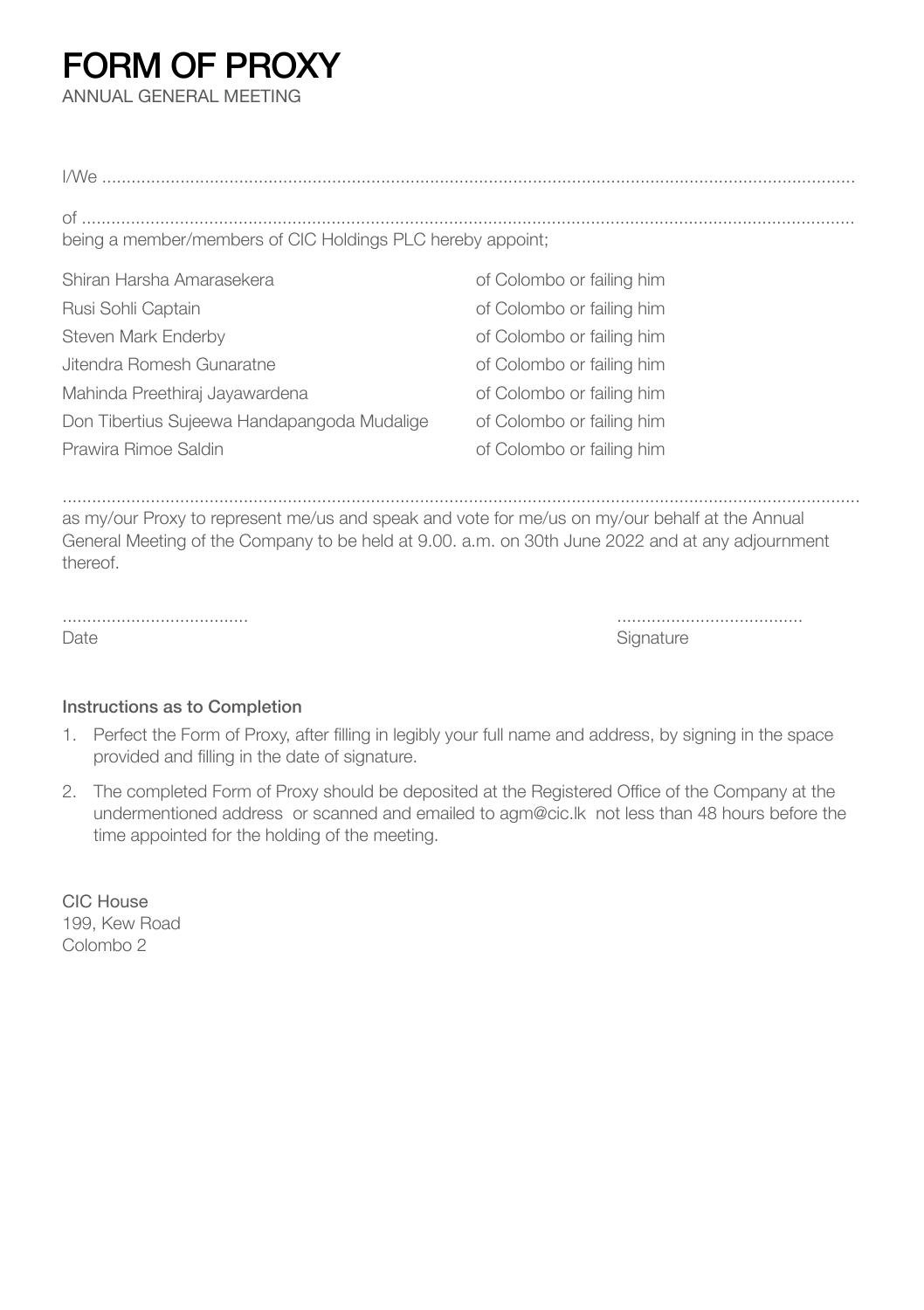# FORM OF PROXY

ANNUAL GENERAL MEETING

I/We ..........................................................................................................................................................

of ..............................................................................................................................................................

being a member/members of CIC Holdings PLC hereby appoint;

| | |
|---|---|
| Shiran Harsha Amarasekera | of Colombo or failing him |
| Rusi Sohli Captain | of Colombo or failing him |
| Steven Mark Enderby | of Colombo or failing him |
| Jitendra Romesh Gunaratne | of Colombo or failing him |
| Mahinda Preethiraj Jayawardena | of Colombo or failing him |
| Don Tibertius Sujeewa Handapangoda Mudalige | of Colombo or failing him |
| Prawira Rimoe Saldin | of Colombo or failing him |

.................................................................................................................................................................

as my/our Proxy to represent me/us and speak and vote for me/us on my/our behalf at the Annual General Meeting of the Company to be held at 9.00. a.m. on 30th June 2022 and at any adjournment thereof.

.....................................
Date

.....................................
Signature

**Instructions as to Completion**

1. Perfect the Form of Proxy, after filling in legibly your full name and address, by signing in the space provided and filling in the date of signature.
2. The completed Form of Proxy should be deposited at the Registered Office of the Company at the undermentioned address or scanned and emailed to agm@cic.lk not less than 48 hours before the time appointed for the holding of the meeting.

CIC House
199, Kew Road
Colombo 2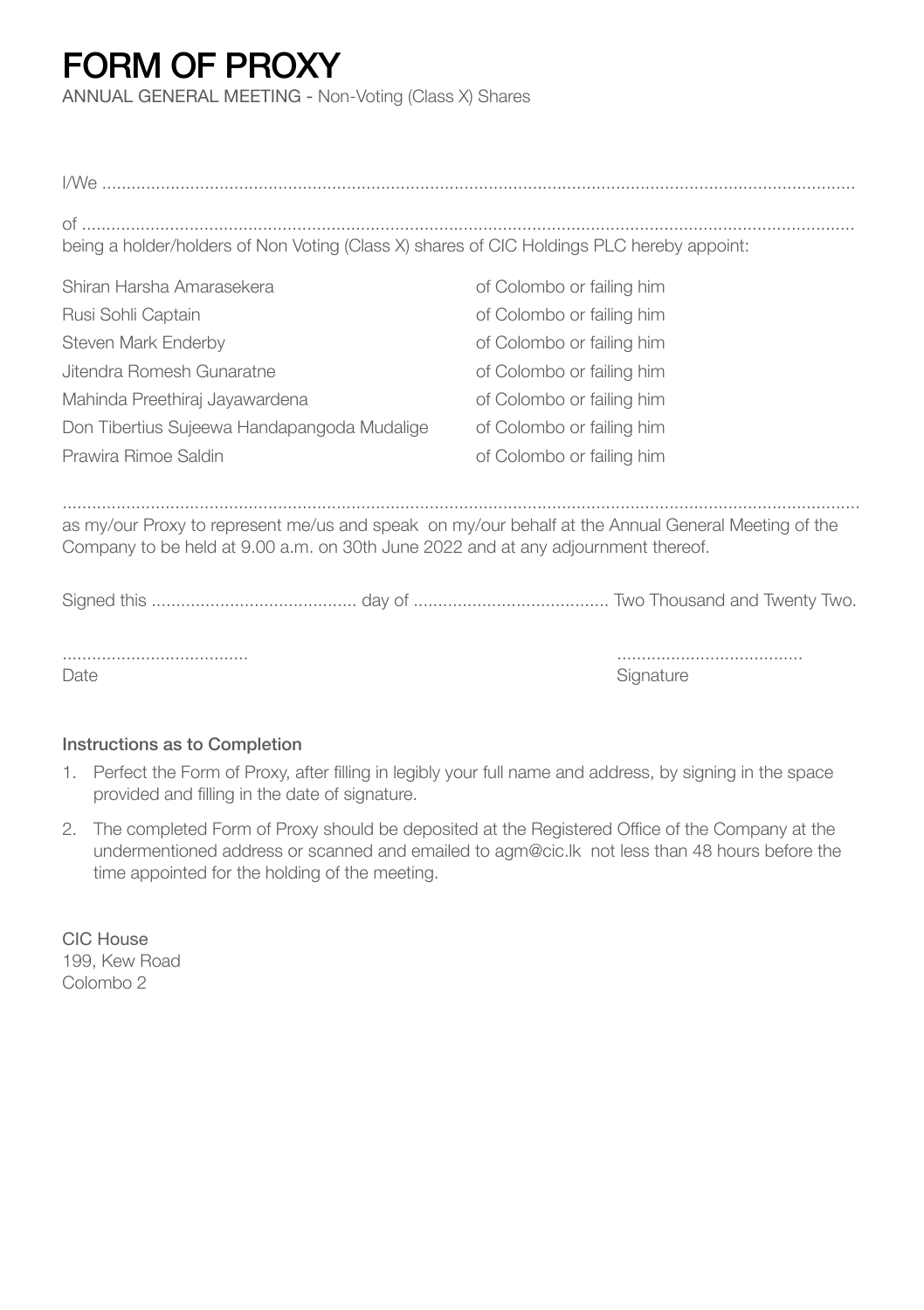# FORM OF PROXY

ANNUAL GENERAL MEETING - Non-Voting (Class X) Shares

I/We ..........................................................................................................................................................

of ..............................................................................................................................................................

being a holder/holders of Non Voting (Class X) shares of CIC Holdings PLC hereby appoint:

| | |
|---|---|
| Shiran Harsha Amarasekera | of Colombo or failing him |
| Rusi Sohli Captain | of Colombo or failing him |
| Steven Mark Enderby | of Colombo or failing him |
| Jitendra Romesh Gunaratne | of Colombo or failing him |
| Mahinda Preethiraj Jayawardena | of Colombo or failing him |
| Don Tibertius Sujeewa Handapangoda Mudalige | of Colombo or failing him |
| Prawira Rimoe Saldin | of Colombo or failing him |

..................................................................................................................................................................

as my/our Proxy to represent me/us and speak on my/our behalf at the Annual General Meeting of the Company to be held at 9.00 a.m. on 30th June 2022 and at any adjournment thereof.

Signed this ......................................... day of ........................................ Two Thousand and Twenty Two.

.....................................  
Date

.....................................  
Signature

**Instructions as to Completion**

1. Perfect the Form of Proxy, after filling in legibly your full name and address, by signing in the space provided and filling in the date of signature.
2. The completed Form of Proxy should be deposited at the Registered Office of the Company at the undermentioned address or scanned and emailed to agm@cic.lk not less than 48 hours before the time appointed for the holding of the meeting.

CIC House  
199, Kew Road  
Colombo 2